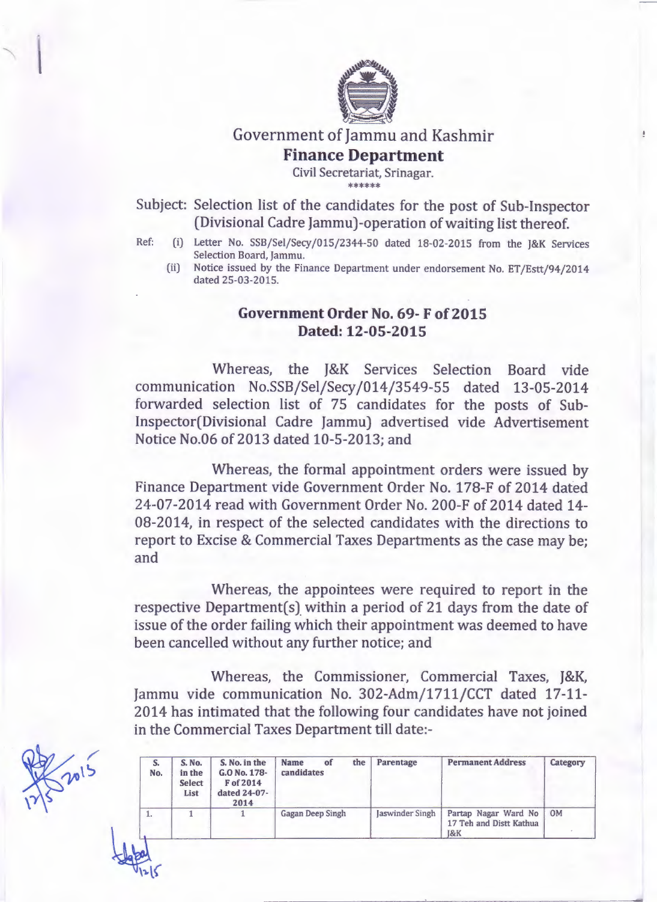# Government of Jammu and Kashmir

## Finance Department

Civil Secretariat, Srinagar.

\*\*\*\*\*\*

Subject: Selection list of the candidates for the post of Sub-Inspector (Divisional Cadre Jammu)-operation of waiting list thereof.

Ref: (i) Letter No. SSB/Sel/Secy/015/2344-50 dated 18-02-2015 from the J&K Services Selection Board, Jammu.

(ii) Notice issued by the Finance Department under endorsement No. ET/Estt/94/2014 dated 25-03-2015.

### Government Order No. 69- F of 2015
### Dated: 12-05-2015

Whereas, the J&K Services Selection Board vide communication No.SSB/Sel/Secy/014/3549-55 dated 13-05-2014 forwarded selection list of 75 candidates for the posts of Sub-Inspector(Divisional Cadre Jammu) advertised vide Advertisement Notice No.06 of 2013 dated 10-5-2013; and

Whereas, the formal appointment orders were issued by Finance Department vide Government Order No. 178-F of 2014 dated 24-07-2014 read with Government Order No. 200-F of 2014 dated 14-08-2014, in respect of the selected candidates with the directions to report to Excise & Commercial Taxes Departments as the case may be; and

Whereas, the appointees were required to report in the respective Department(s) within a period of 21 days from the date of issue of the order failing which their appointment was deemed to have been cancelled without any further notice; and

Whereas, the Commissioner, Commercial Taxes, J&K, Jammu vide communication No. 302-Adm/1711/CCT dated 17-11-2014 has intimated that the following four candidates have not joined in the Commercial Taxes Department till date:-

| S. No. | S. No. in the Select List | S. No. in the G.O No. 178-F of 2014 dated 24-07-2014 | Name of the candidates | Parentage | Permanent Address | Category |
|---|---|---|---|---|---|---|
| 1. | 1 | 1 | Gagan Deep Singh | Jaswinder Singh | Partap Nagar Ward No 17 Teh and Distt Kathua J&K | OM |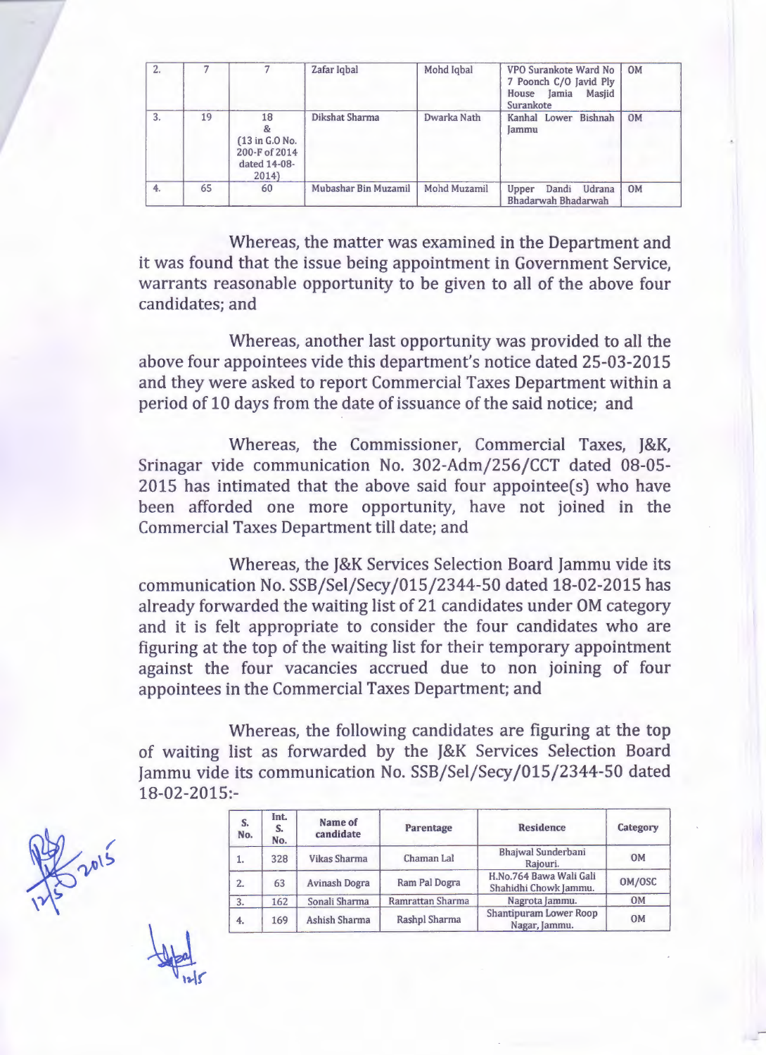| 2. | 7 | 7 | Zafar Iqbal | Mohd Iqbal | VPO Surankote Ward No 7 Poonch C/O Javid Ply House Jamia Masjid Surankote | OM |
|---|---|---|---|---|---|---|
| 3. | 19 | 18 & (13 in G.O No. 200-F of 2014 dated 14-08-2014) | Dikshat Sharma | Dwarka Nath | Kanhal Lower Bishnah Jammu | OM |
| 4. | 65 | 60 | Mubashar Bin Muzamil | Mohd Muzamil | Upper Dandi Udrana Bhadarwah Bhadarwah | OM |

Whereas, the matter was examined in the Department and it was found that the issue being appointment in Government Service, warrants reasonable opportunity to be given to all of the above four candidates; and

Whereas, another last opportunity was provided to all the above four appointees vide this department's notice dated 25-03-2015 and they were asked to report Commercial Taxes Department within a period of 10 days from the date of issuance of the said notice; and

Whereas, the Commissioner, Commercial Taxes, J&K, Srinagar vide communication No. 302-Adm/256/CCT dated 08-05-2015 has intimated that the above said four appointee(s) who have been afforded one more opportunity, have not joined in the Commercial Taxes Department till date; and

Whereas, the J&K Services Selection Board Jammu vide its communication No. SSB/Sel/Secy/015/2344-50 dated 18-02-2015 has already forwarded the waiting list of 21 candidates under OM category and it is felt appropriate to consider the four candidates who are figuring at the top of the waiting list for their temporary appointment against the four vacancies accrued due to non joining of four appointees in the Commercial Taxes Department; and

Whereas, the following candidates are figuring at the top of waiting list as forwarded by the J&K Services Selection Board Jammu vide its communication No. SSB/Sel/Secy/015/2344-50 dated 18-02-2015:-

| S. No. | Int. S. No. | Name of candidate | Parentage | Residence | Category |
|---|---|---|---|---|---|
| 1. | 328 | Vikas Sharma | Chaman Lal | Bhajwal Sunderbani Rajouri. | OM |
| 2. | 63 | Avinash Dogra | Ram Pal Dogra | H.No.764 Bawa Wali Gali Shahidhi Chowk Jammu. | OM/OSC |
| 3. | 162 | Sonali Sharma | Ramrattan Sharma | Nagrota Jammu. | OM |
| 4. | 169 | Ashish Sharma | Rashpl Sharma | Shantipuram Lower Roop Nagar, Jammu. | OM |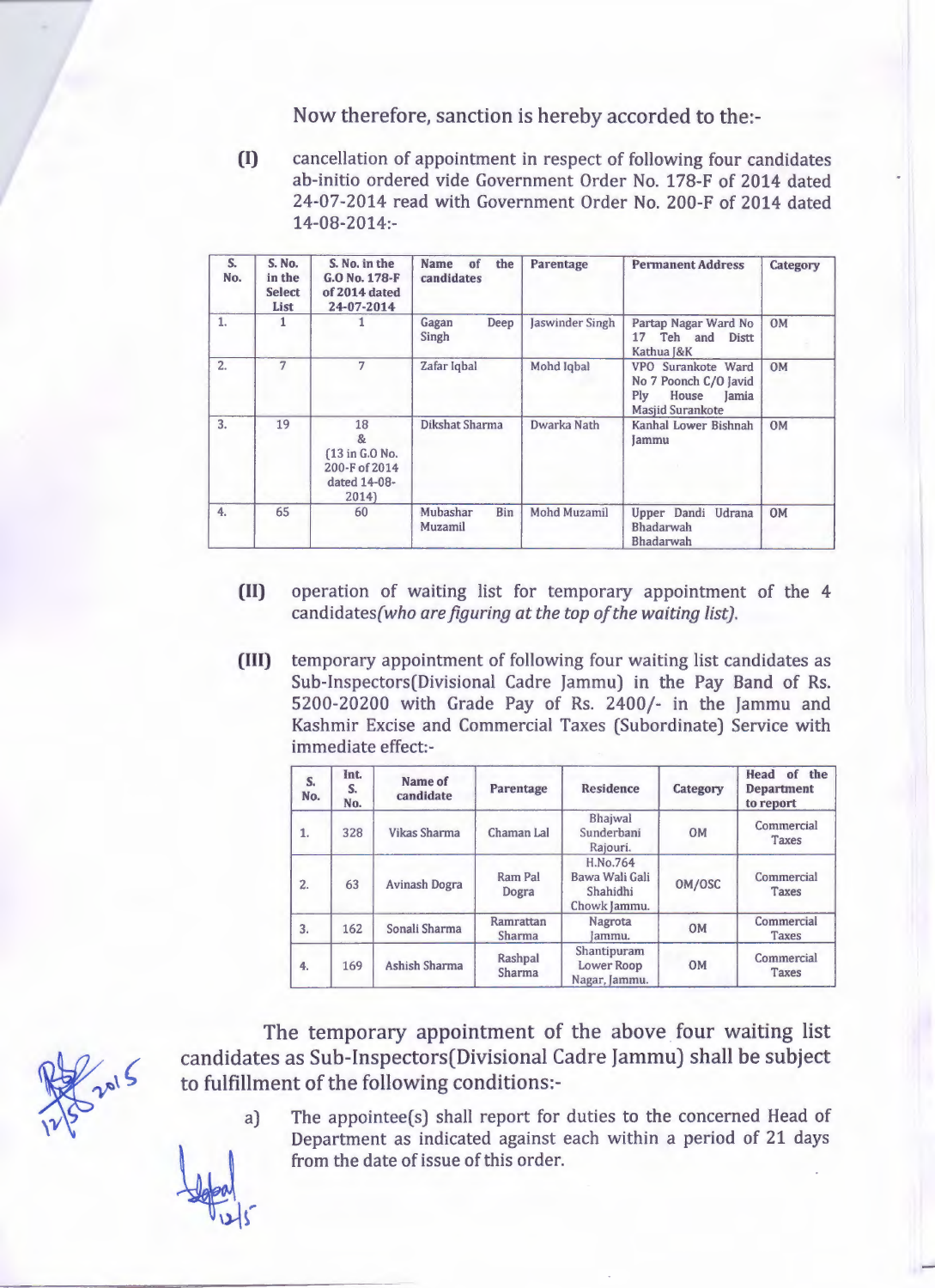Now therefore, sanction is hereby accorded to the:-

**(I)** cancellation of appointment in respect of following four candidates ab-initio ordered vide Government Order No. 178-F of 2014 dated 24-07-2014 read with Government Order No. 200-F of 2014 dated 14-08-2014:-

| S. No. | S. No. in the Select List | S. No. in the G.O No. 178-F of 2014 dated 24-07-2014 | Name of the candidates | Parentage | Permanent Address | Category |
|---|---|---|---|---|---|---|
| 1. | 1 | 1 | Gagan Deep Singh | Jaswinder Singh | Partap Nagar Ward No 17 Teh and Distt Kathua J&K | OM |
| 2. | 7 | 7 | Zafar Iqbal | Mohd Iqbal | VPO Surankote Ward No 7 Poonch C/O Javid Ply House Jamia Masjid Surankote | OM |
| 3. | 19 | 18 & (13 in G.O No. 200-F of 2014 dated 14-08-2014) | Dikshat Sharma | Dwarka Nath | Kanhal Lower Bishnah Jammu | OM |
| 4. | 65 | 60 | Mubashar Bin Muzamil | Mohd Muzamil | Upper Dandi Udrana Bhadarwah Bhadarwah | OM |

**(II)** operation of waiting list for temporary appointment of the 4 candidates*(who are figuring at the top of the waiting list).*

**(III)** temporary appointment of following four waiting list candidates as Sub-Inspectors(Divisional Cadre Jammu) in the Pay Band of Rs. 5200-20200 with Grade Pay of Rs. 2400/- in the Jammu and Kashmir Excise and Commercial Taxes (Subordinate) Service with immediate effect:-

| S. No. | Int. S. No. | Name of candidate | Parentage | Residence | Category | Head of the Department to report |
|---|---|---|---|---|---|---|
| 1. | 328 | Vikas Sharma | Chaman Lal | Bhajwal Sunderbani Rajouri. | OM | Commercial Taxes |
| 2. | 63 | Avinash Dogra | Ram Pal Dogra | H.No.764 Bawa Wali Gali Shahidhi Chowk Jammu. | OM/OSC | Commercial Taxes |
| 3. | 162 | Sonali Sharma | Ramrattan Sharma | Nagrota Jammu. | OM | Commercial Taxes |
| 4. | 169 | Ashish Sharma | Rashpal Sharma | Shantipuram Lower Roop Nagar, Jammu. | OM | Commercial Taxes |

The temporary appointment of the above four waiting list candidates as Sub-Inspectors(Divisional Cadre Jammu) shall be subject to fulfillment of the following conditions:-

a) The appointee(s) shall report for duties to the concerned Head of Department as indicated against each within a period of 21 days from the date of issue of this order.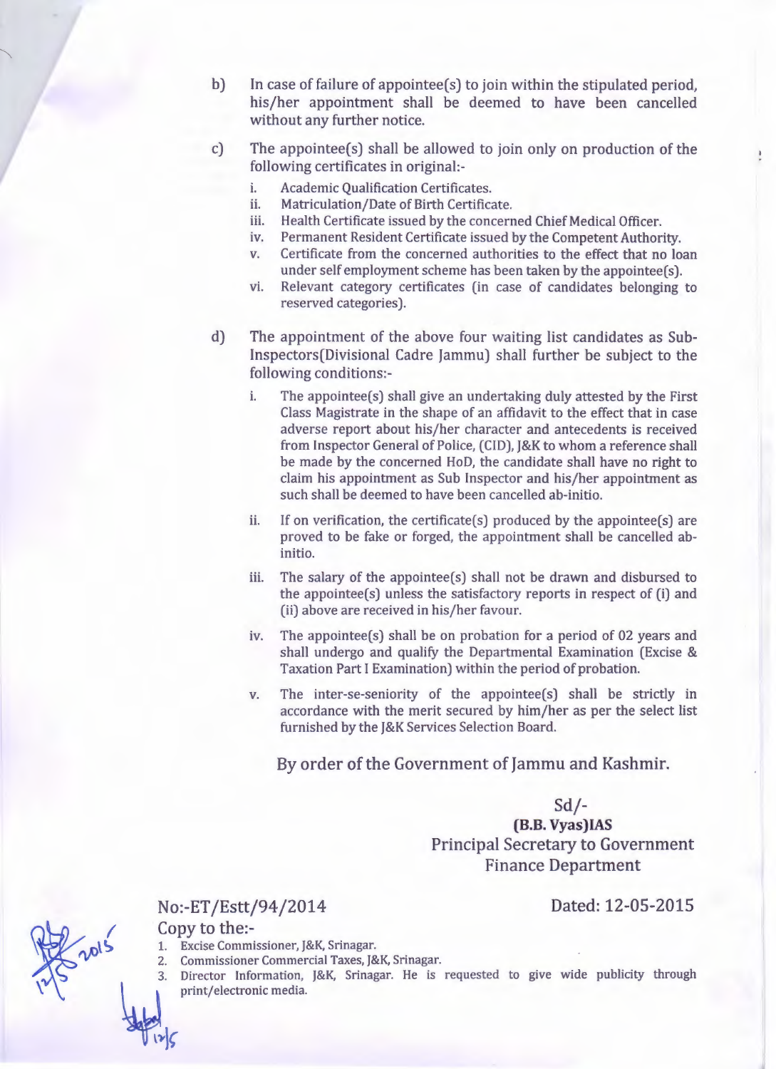b) In case of failure of appointee(s) to join within the stipulated period, his/her appointment shall be deemed to have been cancelled without any further notice.

c) The appointee(s) shall be allowed to join only on production of the following certificates in original:-

   i. Academic Qualification Certificates.
   ii. Matriculation/Date of Birth Certificate.
   iii. Health Certificate issued by the concerned Chief Medical Officer.
   iv. Permanent Resident Certificate issued by the Competent Authority.
   v. Certificate from the concerned authorities to the effect that no loan under self employment scheme has been taken by the appointee(s).
   vi. Relevant category certificates (in case of candidates belonging to reserved categories).

d) The appointment of the above four waiting list candidates as Sub-Inspectors(Divisional Cadre Jammu) shall further be subject to the following conditions:-

   i. The appointee(s) shall give an undertaking duly attested by the First Class Magistrate in the shape of an affidavit to the effect that in case adverse report about his/her character and antecedents is received from Inspector General of Police, (CID), J&K to whom a reference shall be made by the concerned HoD, the candidate shall have no right to claim his appointment as Sub Inspector and his/her appointment as such shall be deemed to have been cancelled ab-initio.

   ii. If on verification, the certificate(s) produced by the appointee(s) are proved to be fake or forged, the appointment shall be cancelled ab-initio.

   iii. The salary of the appointee(s) shall not be drawn and disbursed to the appointee(s) unless the satisfactory reports in respect of (i) and (ii) above are received in his/her favour.

   iv. The appointee(s) shall be on probation for a period of 02 years and shall undergo and qualify the Departmental Examination (Excise & Taxation Part I Examination) within the period of probation.

   v. The inter-se-seniority of the appointee(s) shall be strictly in accordance with the merit secured by him/her as per the select list furnished by the J&K Services Selection Board.

By order of the Government of Jammu and Kashmir.

Sd/-
**(B.B. Vyas)IAS**
Principal Secretary to Government
Finance Department

No:-ET/Estt/94/2014 Dated: 12-05-2015

Copy to the:-

1. Excise Commissioner, J&K, Srinagar.
2. Commissioner Commercial Taxes, J&K, Srinagar.
3. Director Information, J&K, Srinagar. He is requested to give wide publicity through print/electronic media.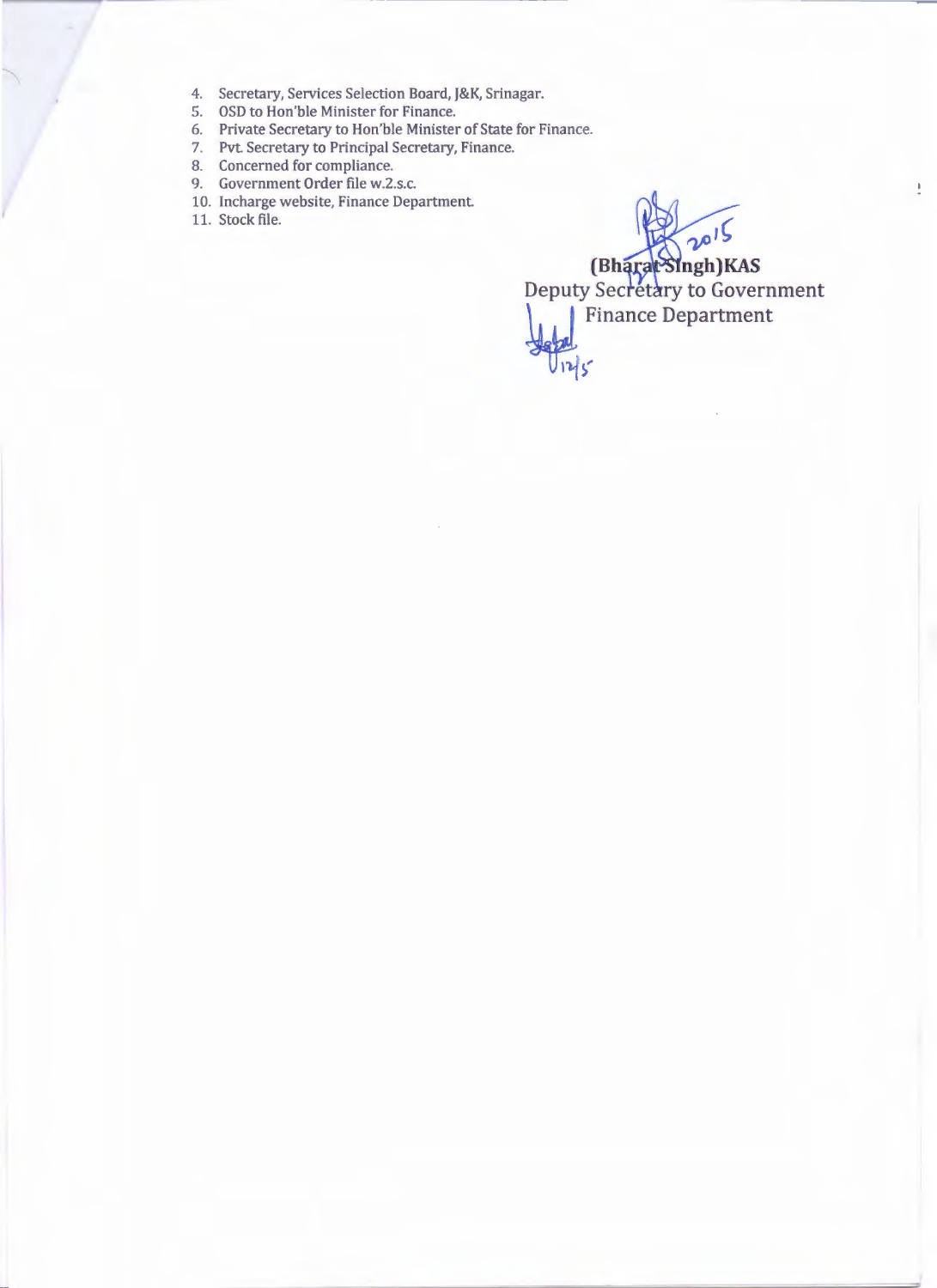4. Secretary, Services Selection Board, J&K, Srinagar.
5. OSD to Hon'ble Minister for Finance.
6. Private Secretary to Hon'ble Minister of State for Finance.
7. Pvt. Secretary to Principal Secretary, Finance.
8. Concerned for compliance.
9. Government Order file w.2.s.c.
10. Incharge website, Finance Department.
11. Stock file.

**(Bharat Singh)KAS**
Deputy Secretary to Government
Finance Department